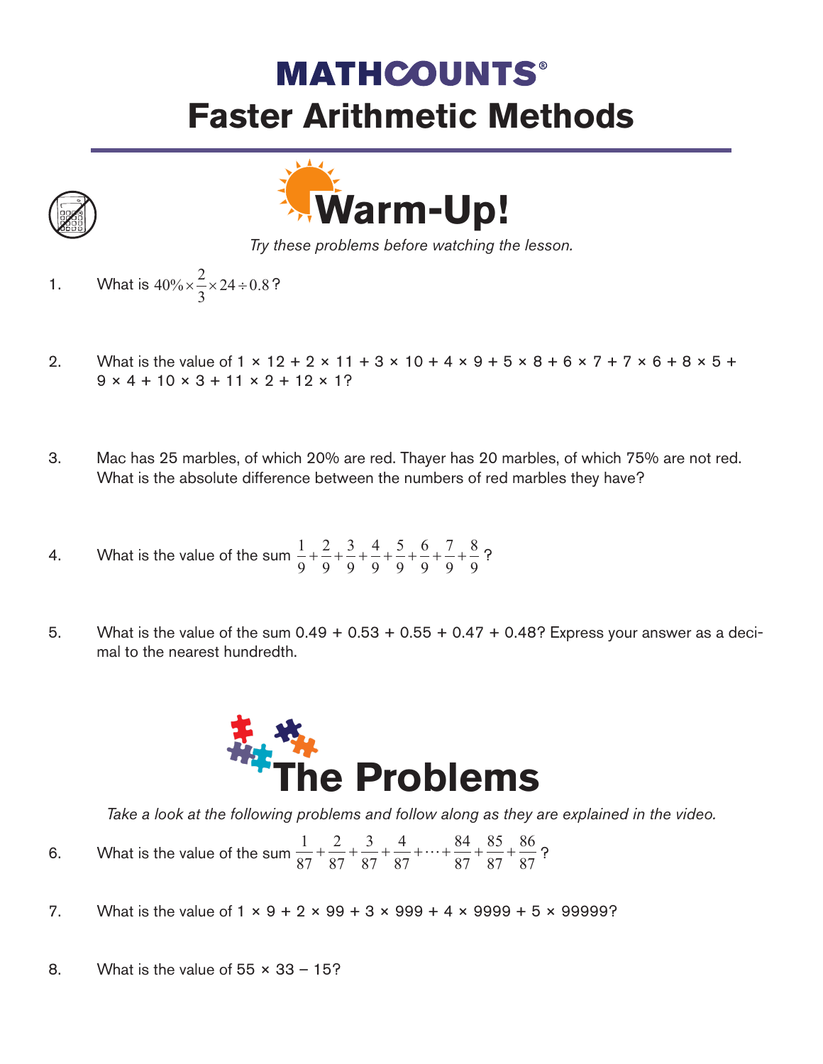# MATHCOUNTS®

# Faster Arithmetic Methods

## Warm-Up!

*Try these problems before watching the lesson.*

1. What is $40\% \times \frac{2}{3} \times 24 \div 0.8$?

2. What is the value of 1 × 12 + 2 × 11 + 3 × 10 + 4 × 9 + 5 × 8 + 6 × 7 + 7 × 6 + 8 × 5 + 9 × 4 + 10 × 3 + 11 × 2 + 12 × 1?

3. Mac has 25 marbles, of which 20% are red. Thayer has 20 marbles, of which 75% are not red. What is the absolute difference between the numbers of red marbles they have?

4. What is the value of the sum $\frac{1}{9}+\frac{2}{9}+\frac{3}{9}+\frac{4}{9}+\frac{5}{9}+\frac{6}{9}+\frac{7}{9}+\frac{8}{9}$?

5. What is the value of the sum 0.49 + 0.53 + 0.55 + 0.47 + 0.48? Express your answer as a decimal to the nearest hundredth.

## The Problems

*Take a look at the following problems and follow along as they are explained in the video.*

6. What is the value of the sum $\frac{1}{87}+\frac{2}{87}+\frac{3}{87}+\frac{4}{87}+\cdots+\frac{84}{87}+\frac{85}{87}+\frac{86}{87}$?

7. What is the value of 1 × 9 + 2 × 99 + 3 × 999 + 4 × 9999 + 5 × 99999?

8. What is the value of 55 × 33 – 15?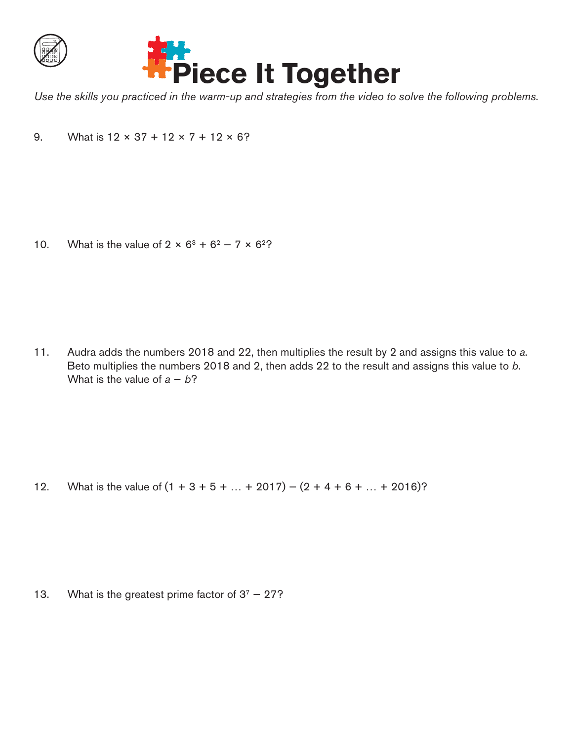# Piece It Together

*Use the skills you practiced in the warm-up and strategies from the video to solve the following problems.*

9. What is $12 \times 37 + 12 \times 7 + 12 \times 6$?

10. What is the value of $2 \times 6^3 + 6^2 - 7 \times 6^2$?

11. Audra adds the numbers 2018 and 22, then multiplies the result by 2 and assigns this value to $a$. Beto multiplies the numbers 2018 and 2, then adds 22 to the result and assigns this value to $b$. What is the value of $a - b$?

12. What is the value of $(1 + 3 + 5 + \ldots + 2017) - (2 + 4 + 6 + \ldots + 2016)$?

13. What is the greatest prime factor of $3^7 - 27$?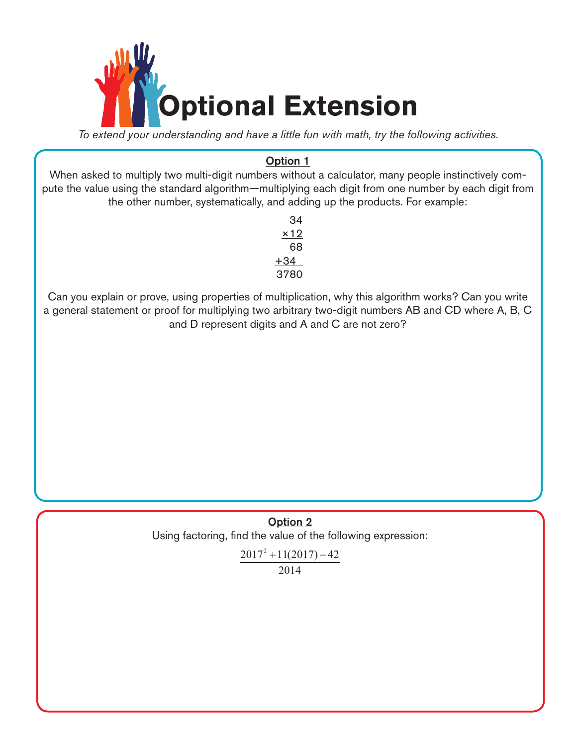# Optional Extension

*To extend your understanding and have a little fun with math, try the following activities.*

## Option 1

When asked to multiply two multi-digit numbers without a calculator, many people instinctively compute the value using the standard algorithm—multiplying each digit from one number by each digit from the other number, systematically, and adding up the products. For example:

```
   34
  ×12
   68
 +34
 3780
```

Can you explain or prove, using properties of multiplication, why this algorithm works? Can you write a general statement or proof for multiplying two arbitrary two-digit numbers AB and CD where A, B, C and D represent digits and A and C are not zero?

## Option 2

Using factoring, find the value of the following expression:

$$\frac{2017^2 + 11(2017) - 42}{2014}$$